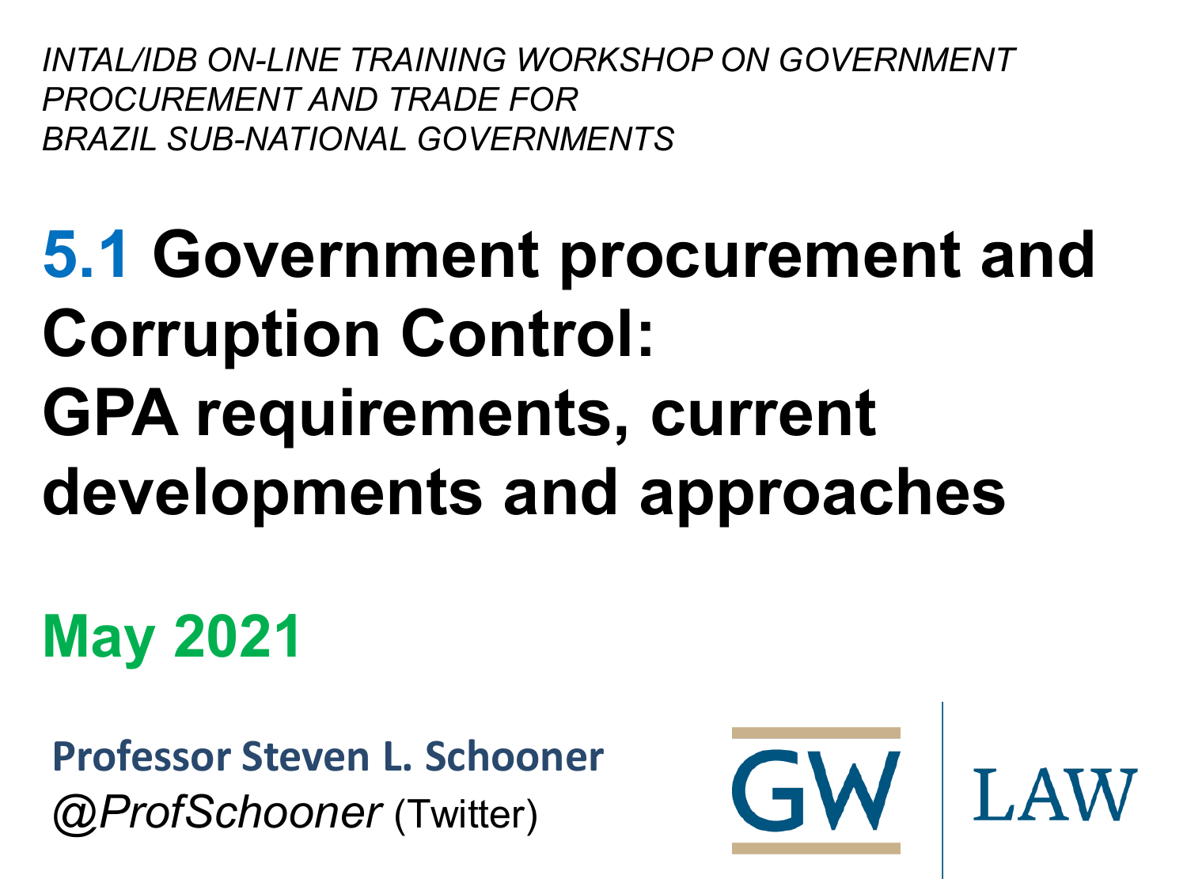*INTAL/IDB ON-LINE TRAINING WORKSHOP ON GOVERNMENT PROCUREMENT AND TRADE FOR BRAZIL SUB-NATIONAL GOVERNMENTS*

# 5.1 Government procurement and Corruption Control: GPA requirements, current developments and approaches

**May 2021**

**Professor Steven L. Schooner**
*@ProfSchooner* (Twitter)

GW | LAW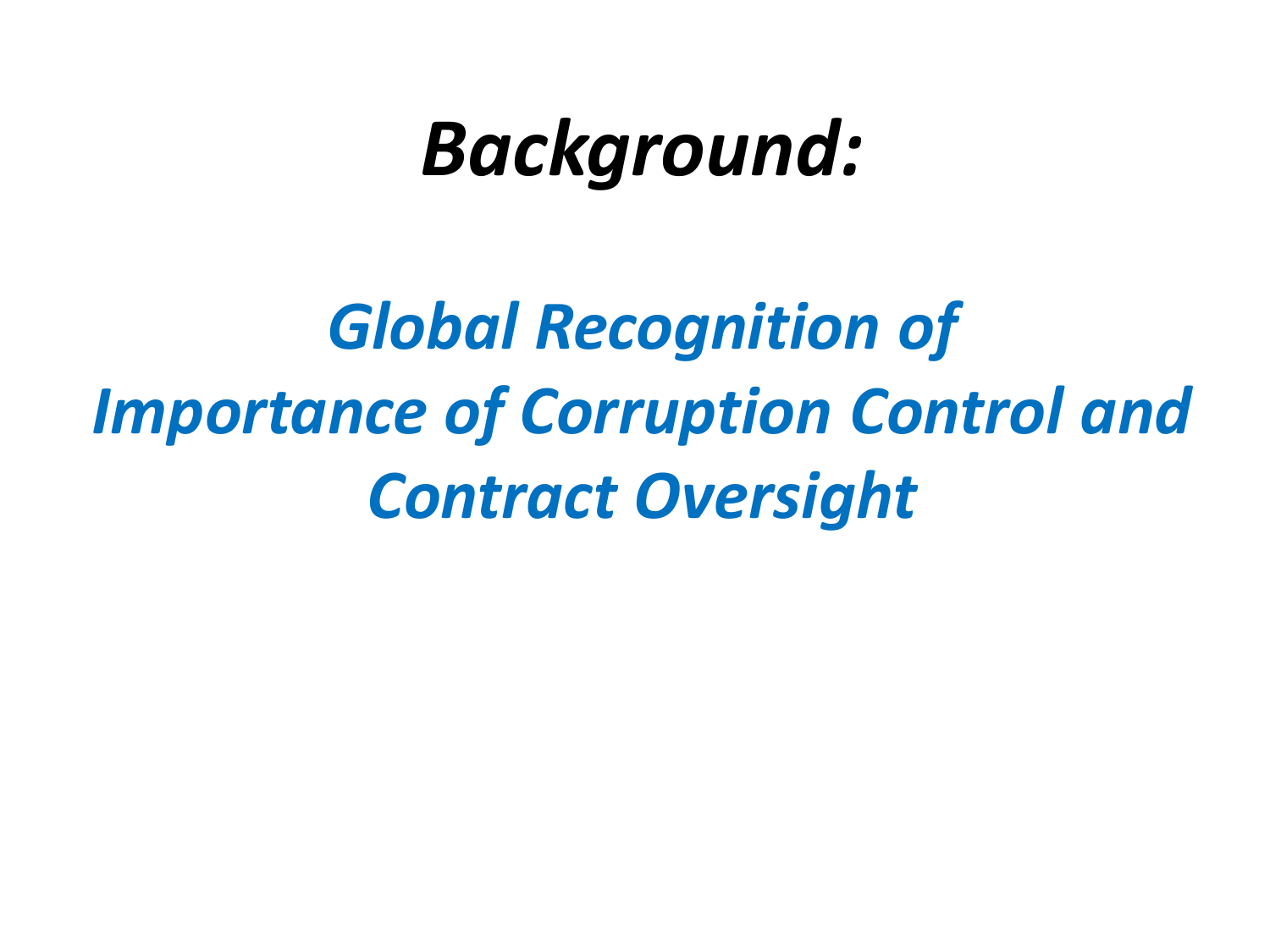# *Background:*

## *Global Recognition of Importance of Corruption Control and Contract Oversight*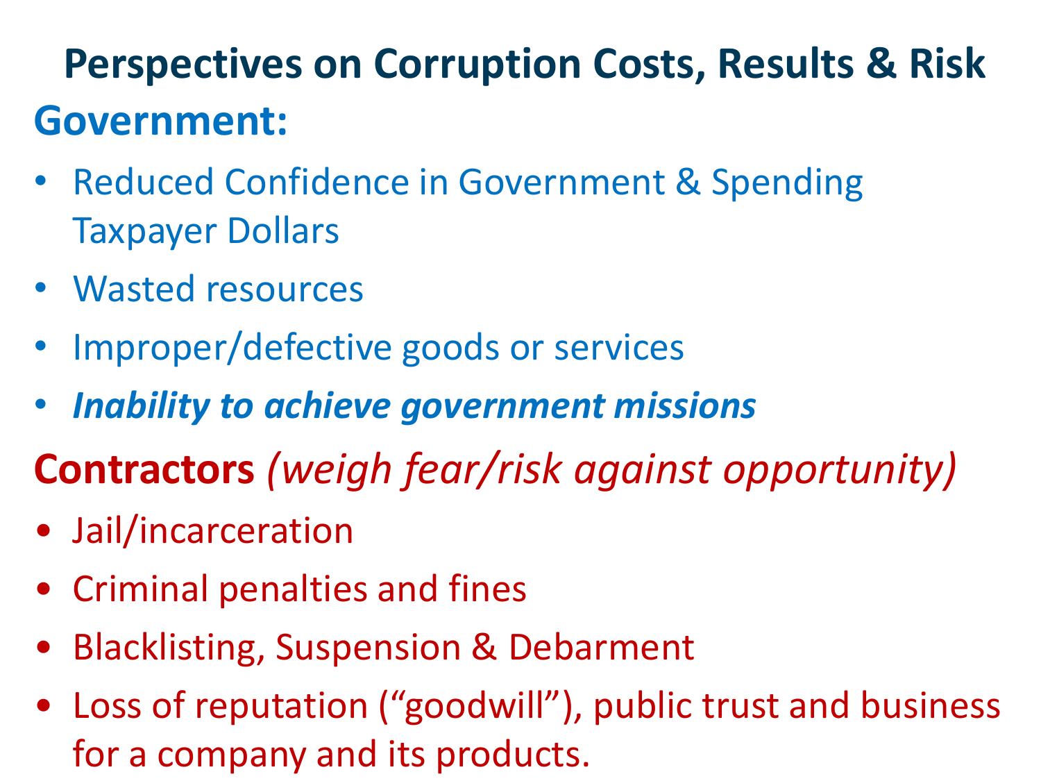# Perspectives on Corruption Costs, Results & Risk

## Government:

- Reduced Confidence in Government & Spending Taxpayer Dollars
- Wasted resources
- Improper/defective goods or services
- ***Inability to achieve government missions***

## Contractors *(weigh fear/risk against opportunity)*

- Jail/incarceration
- Criminal penalties and fines
- Blacklisting, Suspension & Debarment
- Loss of reputation ("goodwill"), public trust and business for a company and its products.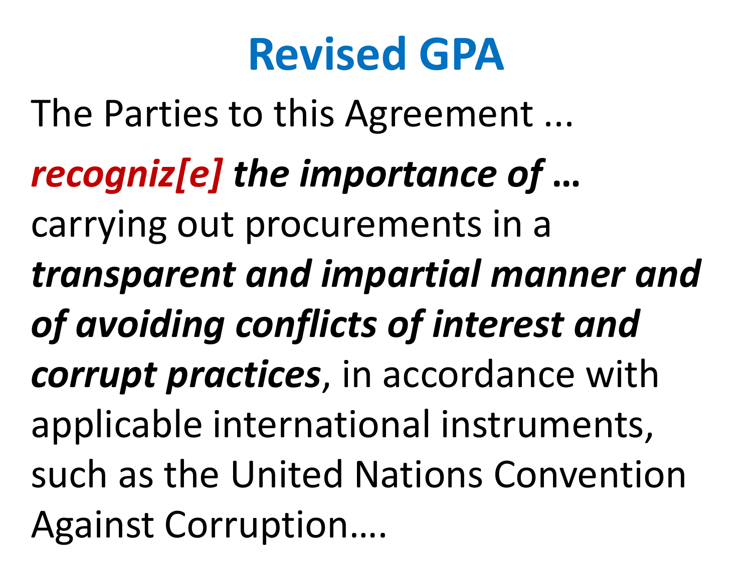# Revised GPA

The Parties to this Agreement ...

***recogniz[e] the importance of …*** carrying out procurements in a ***transparent and impartial manner and of avoiding conflicts of interest and corrupt practices***, in accordance with applicable international instruments, such as the United Nations Convention Against Corruption….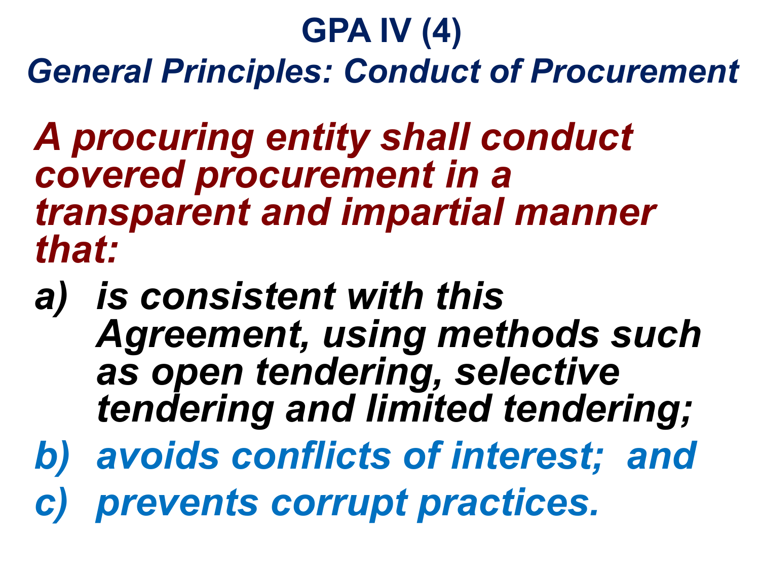# GPA IV (4)

## *General Principles: Conduct of Procurement*

***A procuring entity shall conduct covered procurement in a transparent and impartial manner that:***

*a) is consistent with this Agreement, using methods such as open tendering, selective tendering and limited tendering;*

*b) avoids conflicts of interest; and*

*c) prevents corrupt practices.*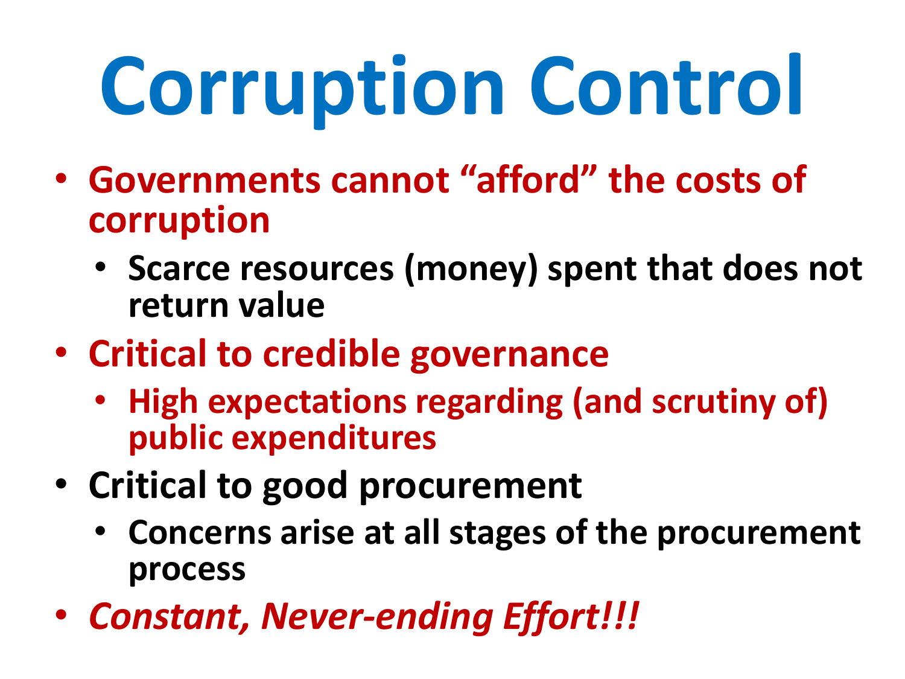# Corruption Control

- **Governments cannot "afford" the costs of corruption**
  - **Scarce resources (money) spent that does not return value**
- **Critical to credible governance**
  - **High expectations regarding (and scrutiny of) public expenditures**
- **Critical to good procurement**
  - **Concerns arise at all stages of the procurement process**
- ***Constant, Never-ending Effort!!!***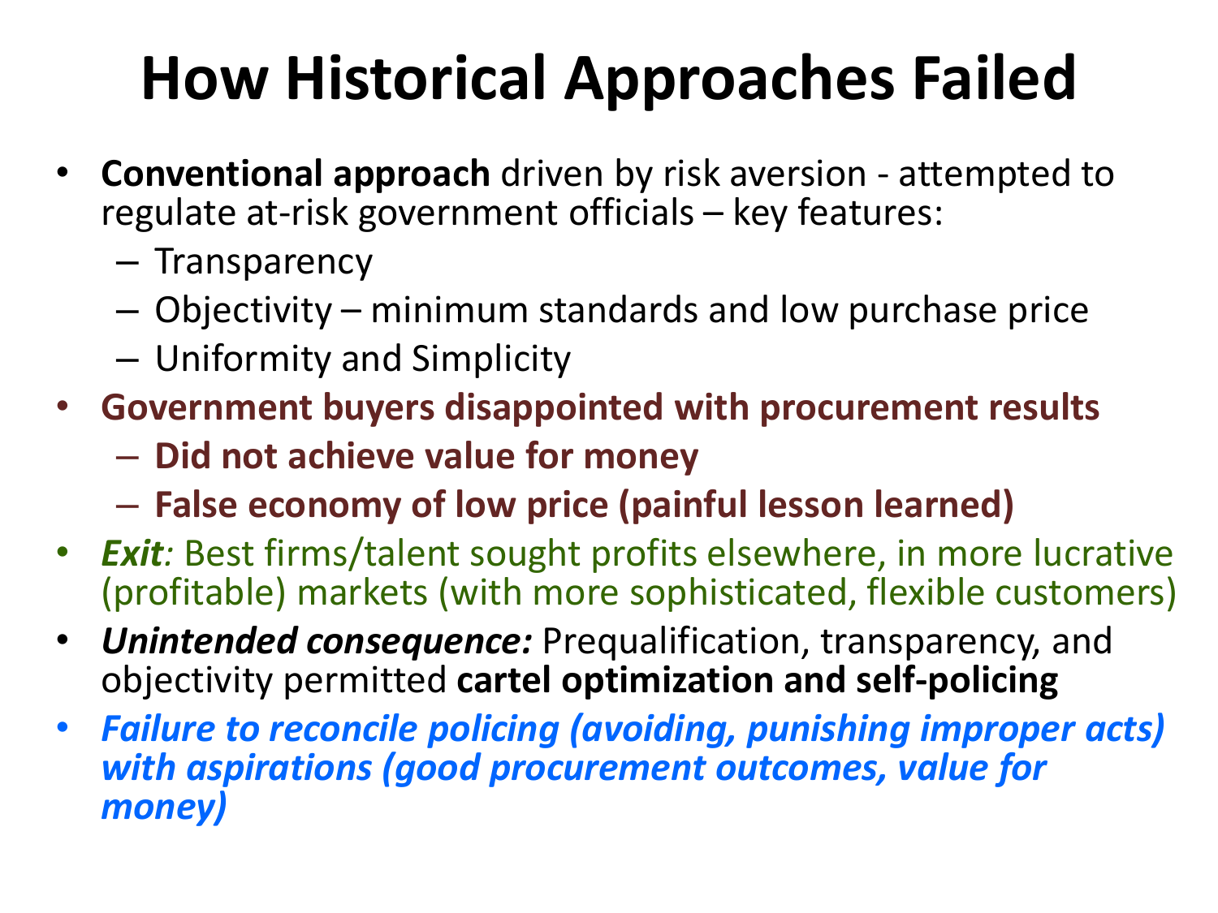# How Historical Approaches Failed

- **Conventional approach** driven by risk aversion - attempted to regulate at-risk government officials – key features:
  - Transparency
  - Objectivity – minimum standards and low purchase price
  - Uniformity and Simplicity
- **Government buyers disappointed with procurement results**
  - **Did not achieve value for money**
  - **False economy of low price (painful lesson learned)**
- ***Exit**:* Best firms/talent sought profits elsewhere, in more lucrative (profitable) markets (with more sophisticated, flexible customers)
- ***Unintended consequence:*** Prequalification, transparency, and objectivity permitted **cartel optimization and self-policing**
- ***Failure to reconcile policing (avoiding, punishing improper acts) with aspirations (good procurement outcomes, value for money)***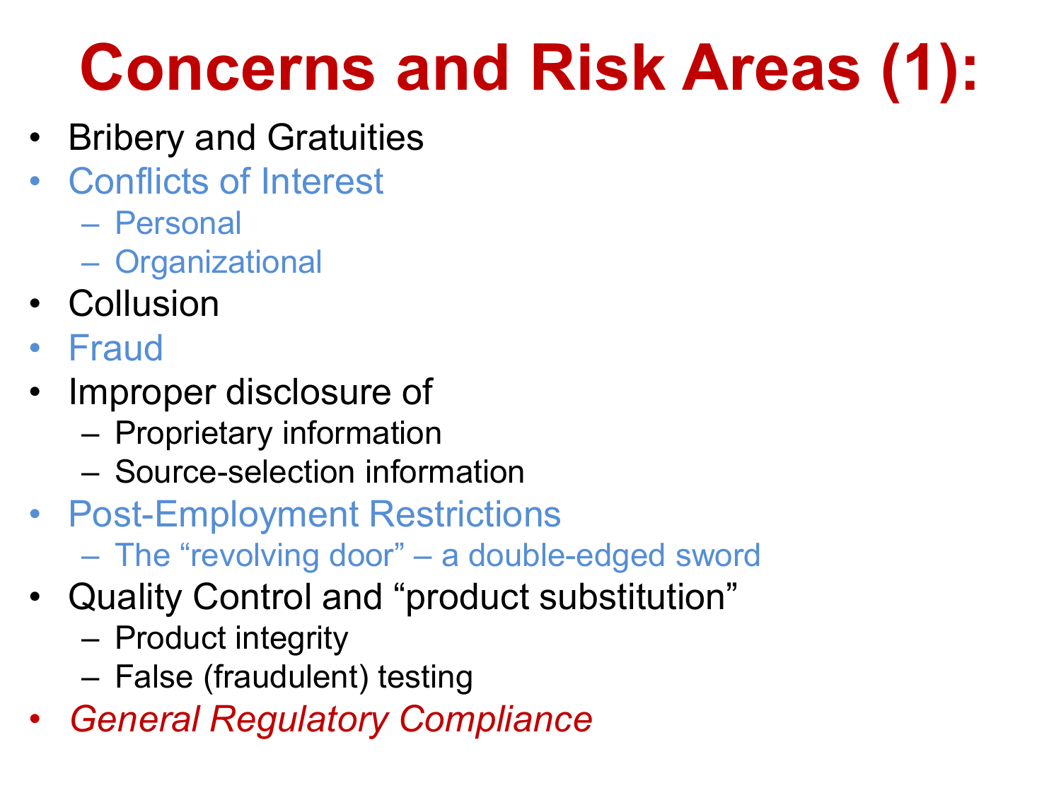# Concerns and Risk Areas (1):

- Bribery and Gratuities
- Conflicts of Interest
  - Personal
  - Organizational
- Collusion
- Fraud
- Improper disclosure of
  - Proprietary information
  - Source-selection information
- Post-Employment Restrictions
  - The "revolving door" – a double-edged sword
- Quality Control and "product substitution"
  - Product integrity
  - False (fraudulent) testing
- *General Regulatory Compliance*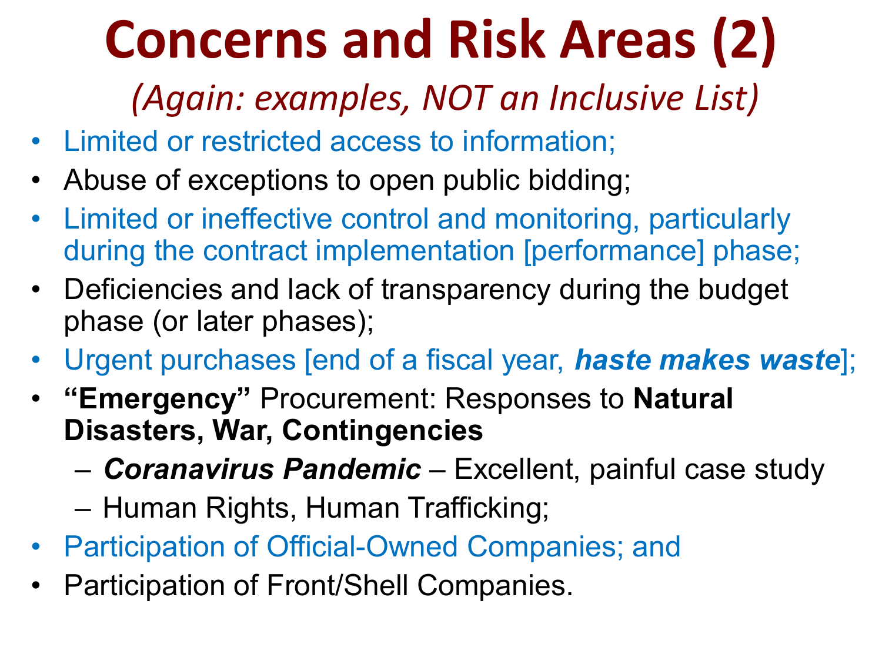# Concerns and Risk Areas (2)

*(Again: examples, NOT an Inclusive List)*

- Limited or restricted access to information;
- Abuse of exceptions to open public bidding;
- Limited or ineffective control and monitoring, particularly during the contract implementation [performance] phase;
- Deficiencies and lack of transparency during the budget phase (or later phases);
- Urgent purchases [end of a fiscal year, ***haste makes waste***];
- **"Emergency"** Procurement: Responses to **Natural Disasters, War, Contingencies**
  - ***Coranavirus Pandemic*** – Excellent, painful case study
  - Human Rights, Human Trafficking;
- Participation of Official-Owned Companies; and
- Participation of Front/Shell Companies.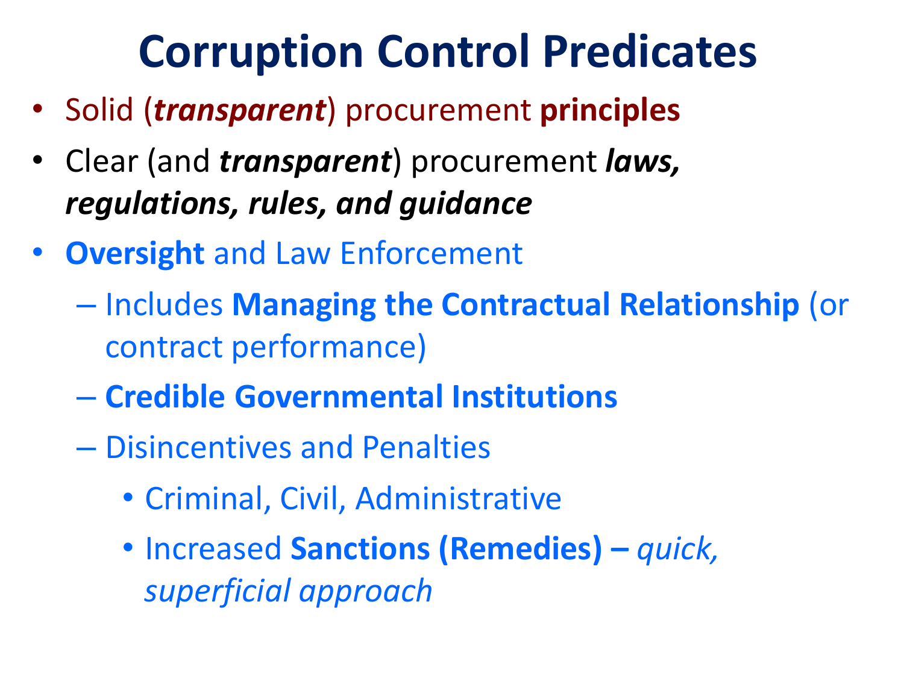# Corruption Control Predicates

- Solid (***transparent***) procurement **principles**
- Clear (and ***transparent***) procurement ***laws, regulations, rules, and guidance***
- **Oversight** and Law Enforcement
  - Includes **Managing the Contractual Relationship** (or contract performance)
  - **Credible Governmental Institutions**
  - Disincentives and Penalties
    - Criminal, Civil, Administrative
    - Increased **Sanctions (Remedies) –** *quick, superficial approach*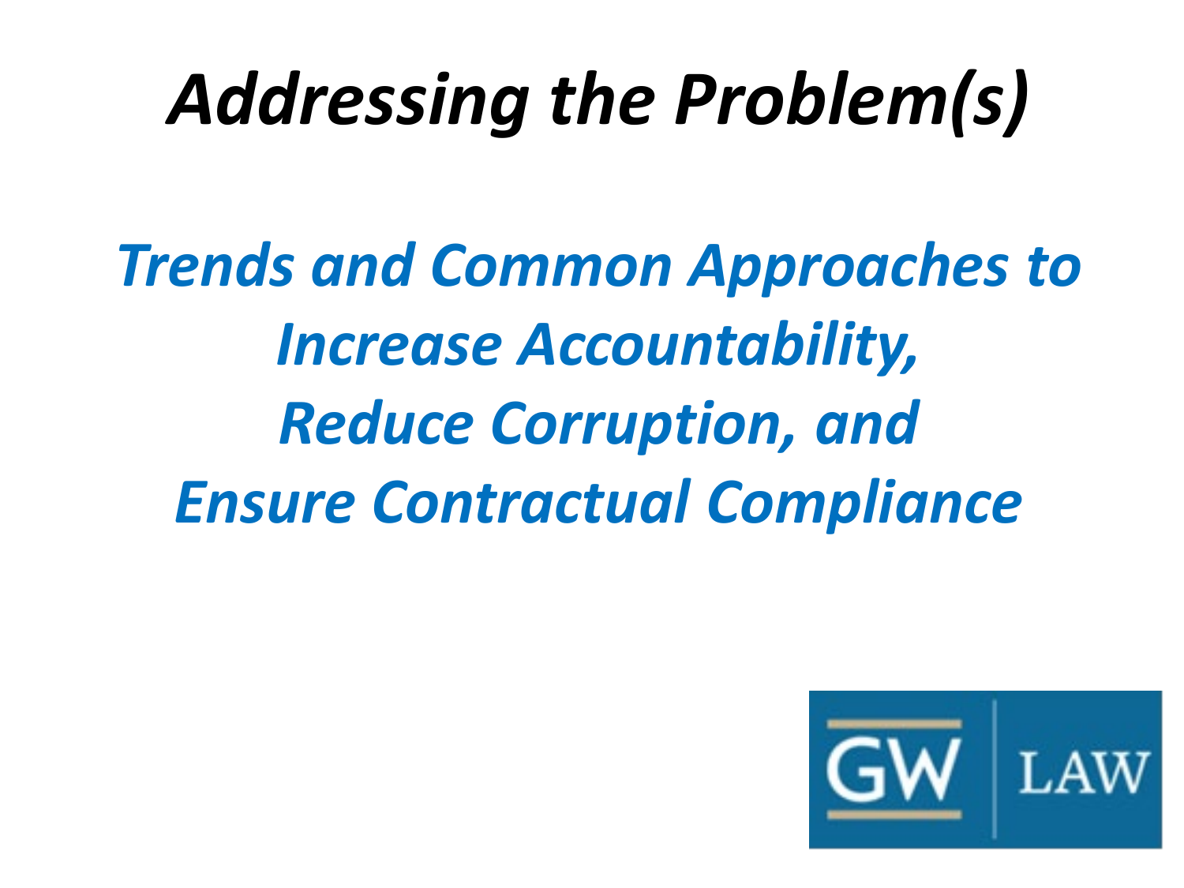# *Addressing the Problem(s)*

## *Trends and Common Approaches to Increase Accountability, Reduce Corruption, and Ensure Contractual Compliance*

GW LAW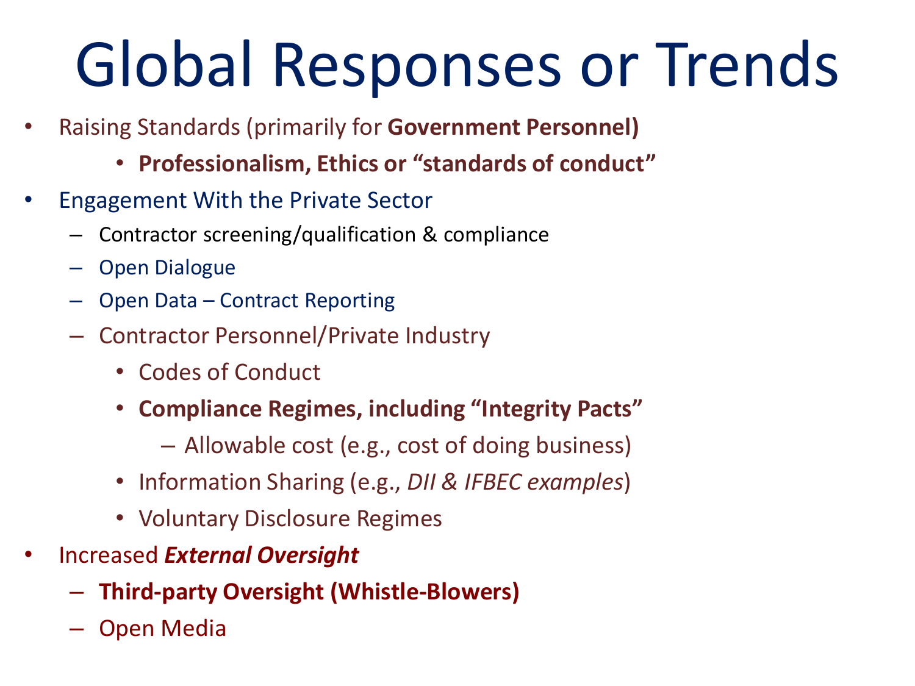# Global Responses or Trends

- Raising Standards (primarily for **Government Personnel)**
    - **Professionalism, Ethics or "standards of conduct"**
- Engagement With the Private Sector
    - Contractor screening/qualification & compliance
    - Open Dialogue
    - Open Data – Contract Reporting
    - Contractor Personnel/Private Industry
        - Codes of Conduct
        - **Compliance Regimes, including "Integrity Pacts"**
            - Allowable cost (e.g., cost of doing business)
        - Information Sharing (e.g., *DII & IFBEC examples*)
        - Voluntary Disclosure Regimes
- Increased ***External Oversight***
    - **Third-party Oversight (Whistle-Blowers)**
    - Open Media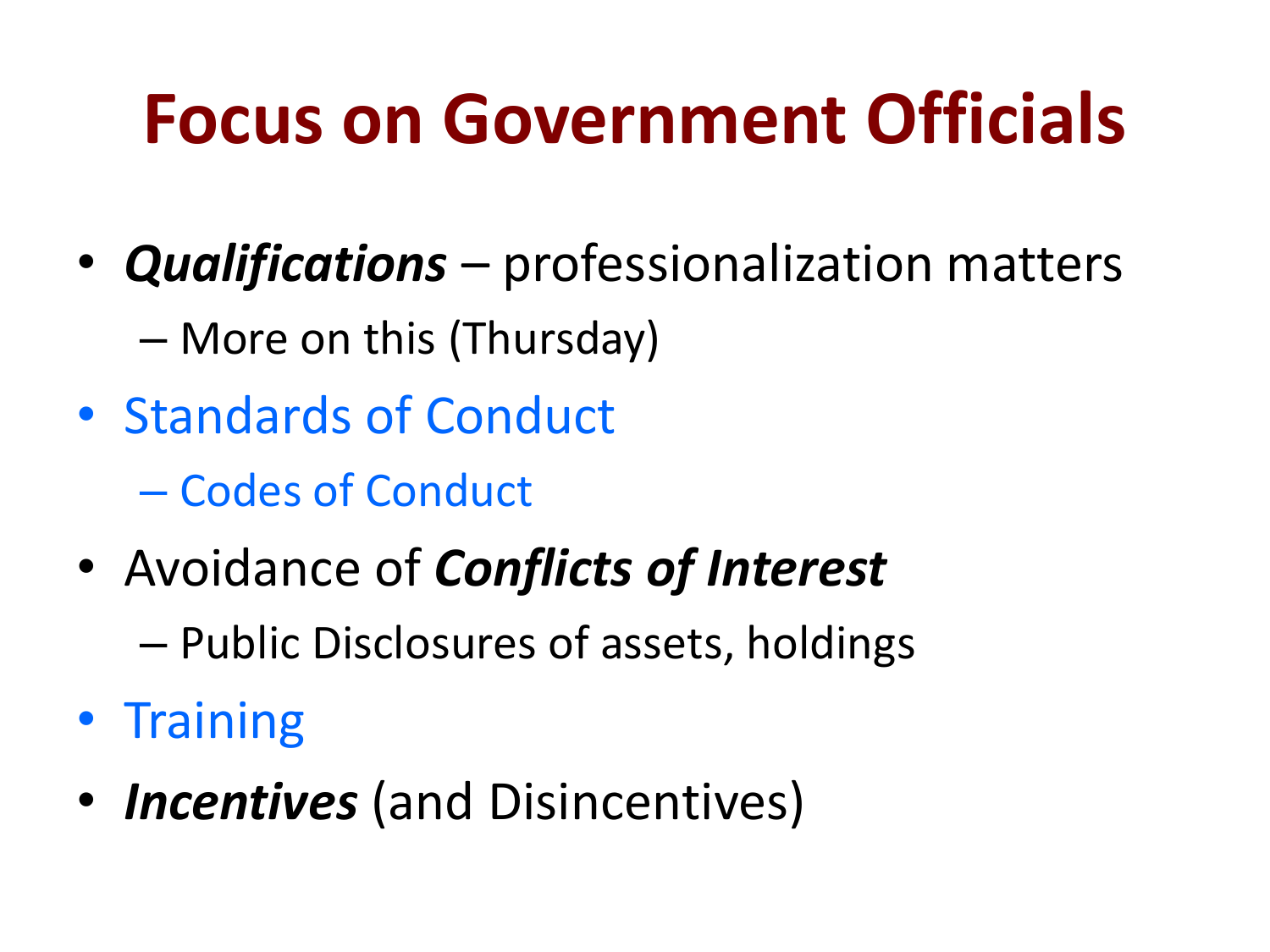# Focus on Government Officials

- ***Qualifications*** – professionalization matters
  - More on this (Thursday)
- Standards of Conduct
  - Codes of Conduct
- Avoidance of ***Conflicts of Interest***
  - Public Disclosures of assets, holdings
- Training
- ***Incentives*** (and Disincentives)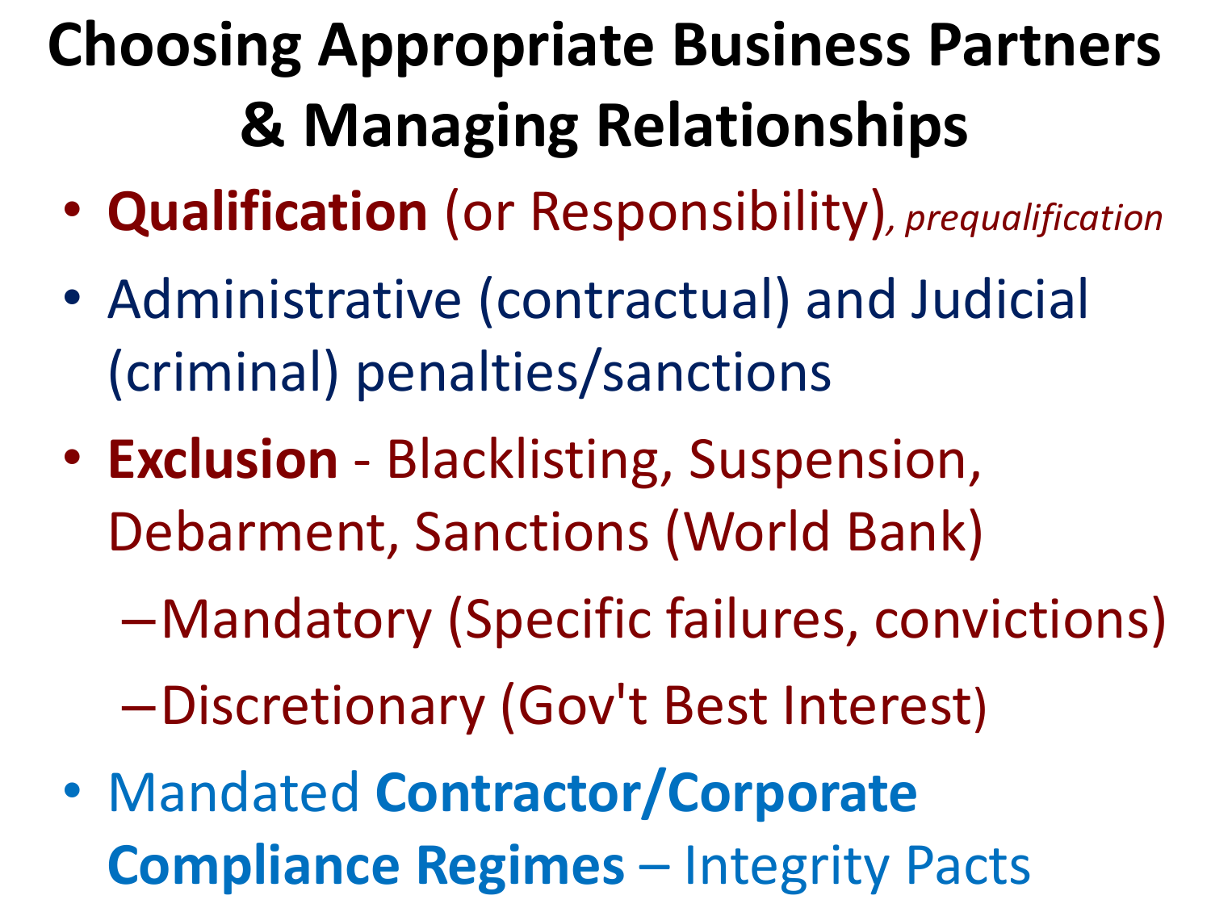# Choosing Appropriate Business Partners & Managing Relationships

- **Qualification** (or Responsibility)*, prequalification*
- Administrative (contractual) and Judicial (criminal) penalties/sanctions
- **Exclusion** - Blacklisting, Suspension, Debarment, Sanctions (World Bank)
  - Mandatory (Specific failures, convictions)
  - Discretionary (Gov't Best Interest)
- Mandated **Contractor/Corporate Compliance Regimes** – Integrity Pacts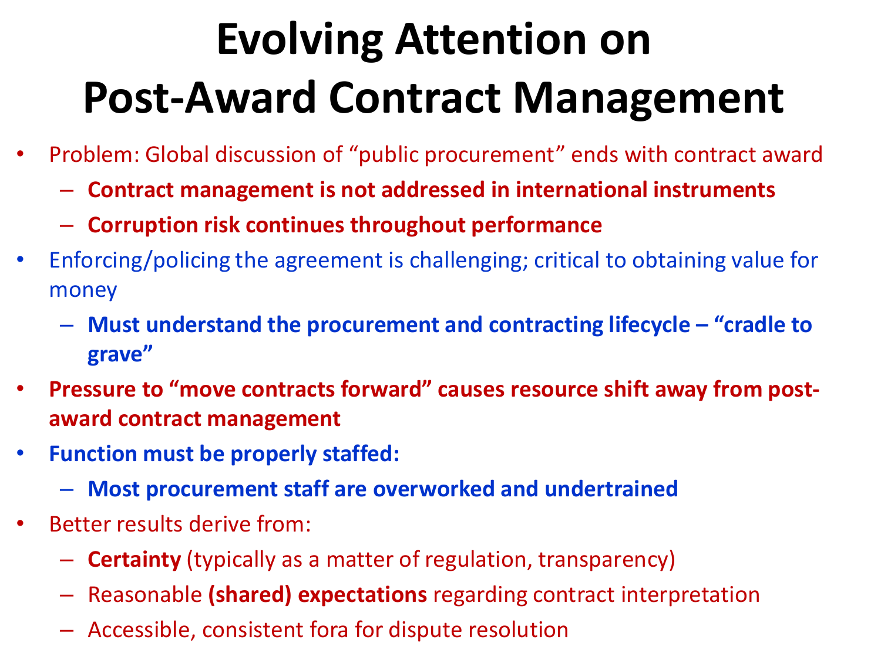# Evolving Attention on Post-Award Contract Management

- Problem: Global discussion of "public procurement" ends with contract award
  - **Contract management is not addressed in international instruments**
  - **Corruption risk continues throughout performance**
- Enforcing/policing the agreement is challenging; critical to obtaining value for money
  - **Must understand the procurement and contracting lifecycle – "cradle to grave"**
- **Pressure to "move contracts forward" causes resource shift away from post-award contract management**
- **Function must be properly staffed:**
  - **Most procurement staff are overworked and undertrained**
- Better results derive from:
  - **Certainty** (typically as a matter of regulation, transparency)
  - Reasonable **(shared) expectations** regarding contract interpretation
  - Accessible, consistent fora for dispute resolution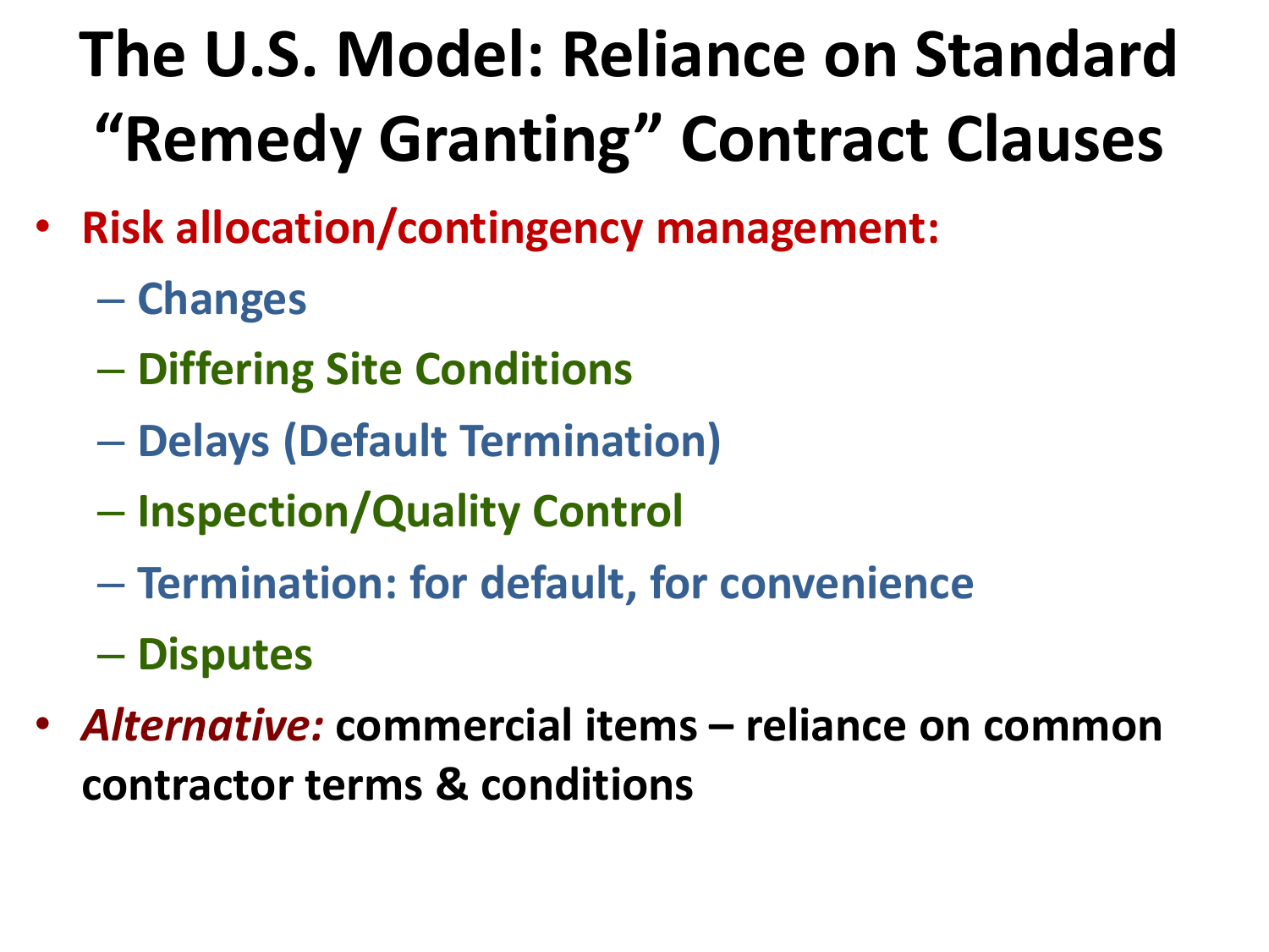# The U.S. Model: Reliance on Standard "Remedy Granting" Contract Clauses

- **Risk allocation/contingency management:**
  - **Changes**
  - **Differing Site Conditions**
  - **Delays (Default Termination)**
  - **Inspection/Quality Control**
  - **Termination: for default, for convenience**
  - **Disputes**
- ***Alternative:*** **commercial items – reliance on common contractor terms & conditions**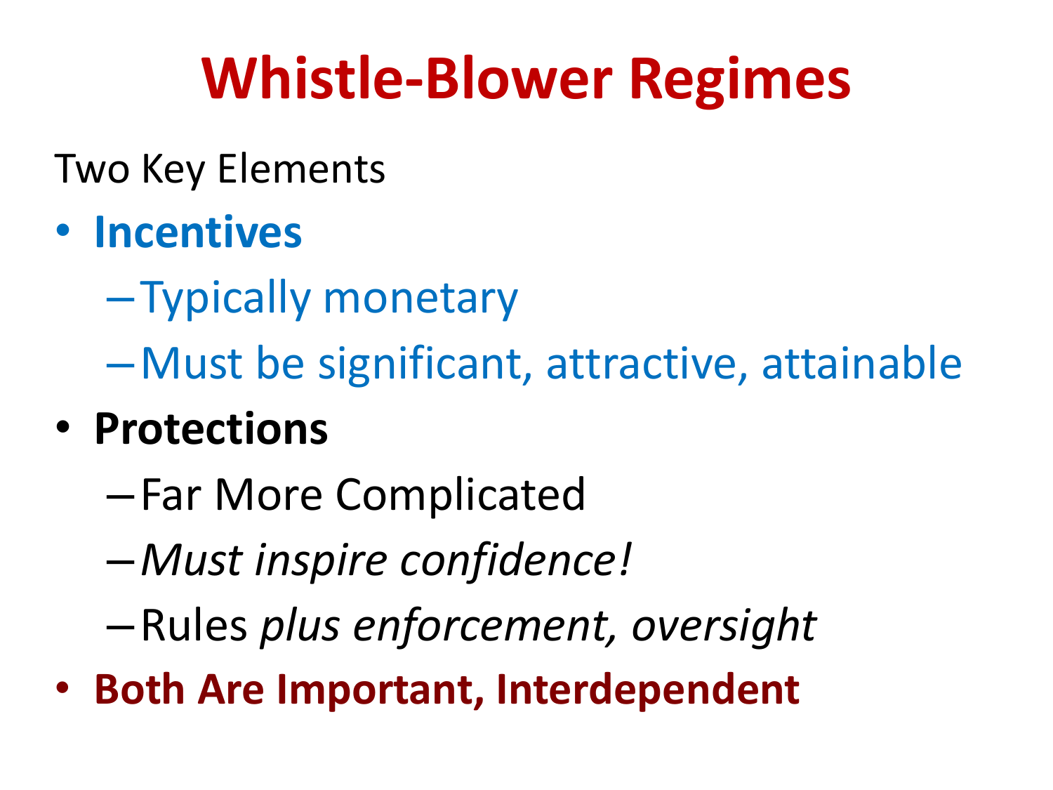# Whistle-Blower Regimes

Two Key Elements

- **Incentives**
  - Typically monetary
  - Must be significant, attractive, attainable
- **Protections**
  - Far More Complicated
  - *Must inspire confidence!*
  - Rules *plus enforcement, oversight*
- **Both Are Important, Interdependent**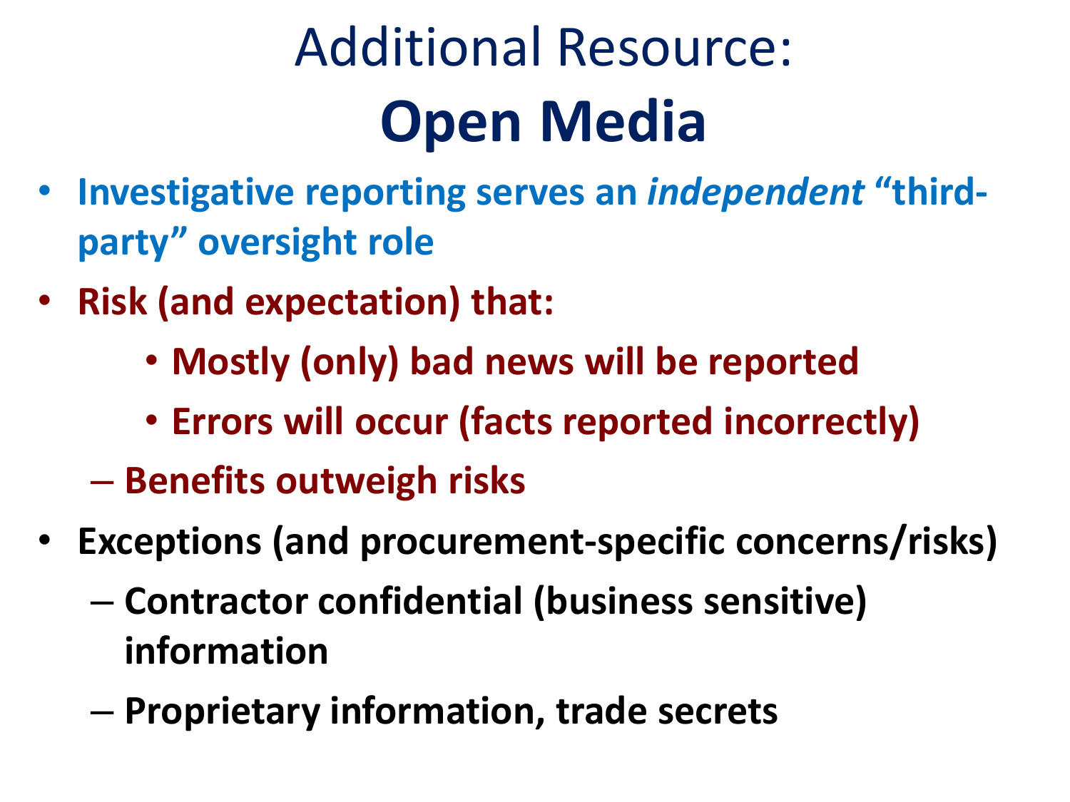# Additional Resource:

# Open Media

- **Investigative reporting serves an *independent* "third-party" oversight role**
- **Risk (and expectation) that:**
    - **Mostly (only) bad news will be reported**
    - **Errors will occur (facts reported incorrectly)**
  - **Benefits outweigh risks**
- **Exceptions (and procurement-specific concerns/risks)**
  - **Contractor confidential (business sensitive) information**
  - **Proprietary information, trade secrets**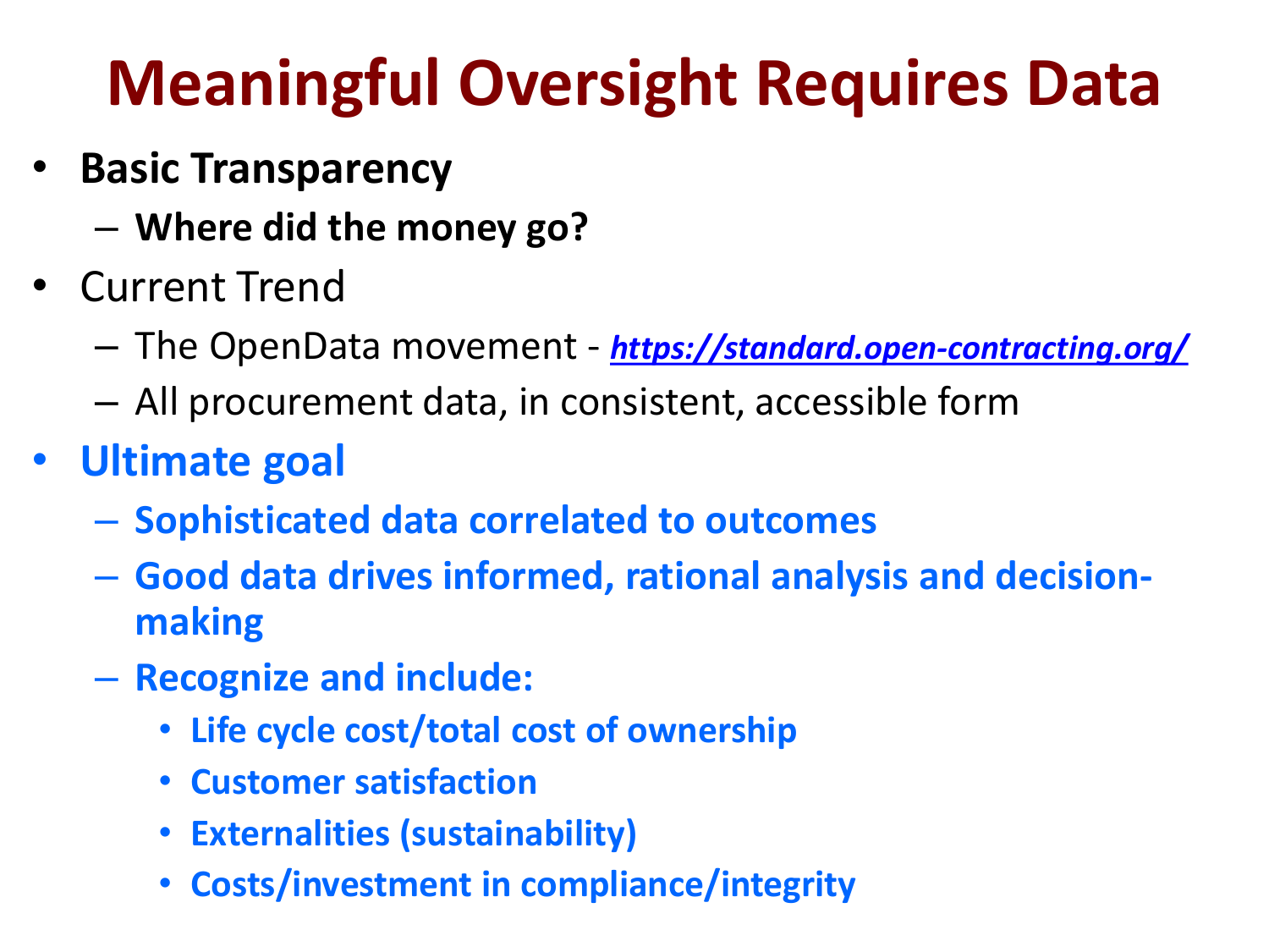# Meaningful Oversight Requires Data

- **Basic Transparency**
  - **Where did the money go?**
- Current Trend
  - The OpenData movement - [*https://standard.open-contracting.org/*](https://standard.open-contracting.org/)
  - All procurement data, in consistent, accessible form
- **Ultimate goal**
  - **Sophisticated data correlated to outcomes**
  - **Good data drives informed, rational analysis and decision-making**
  - **Recognize and include:**
    - **Life cycle cost/total cost of ownership**
    - **Customer satisfaction**
    - **Externalities (sustainability)**
    - **Costs/investment in compliance/integrity**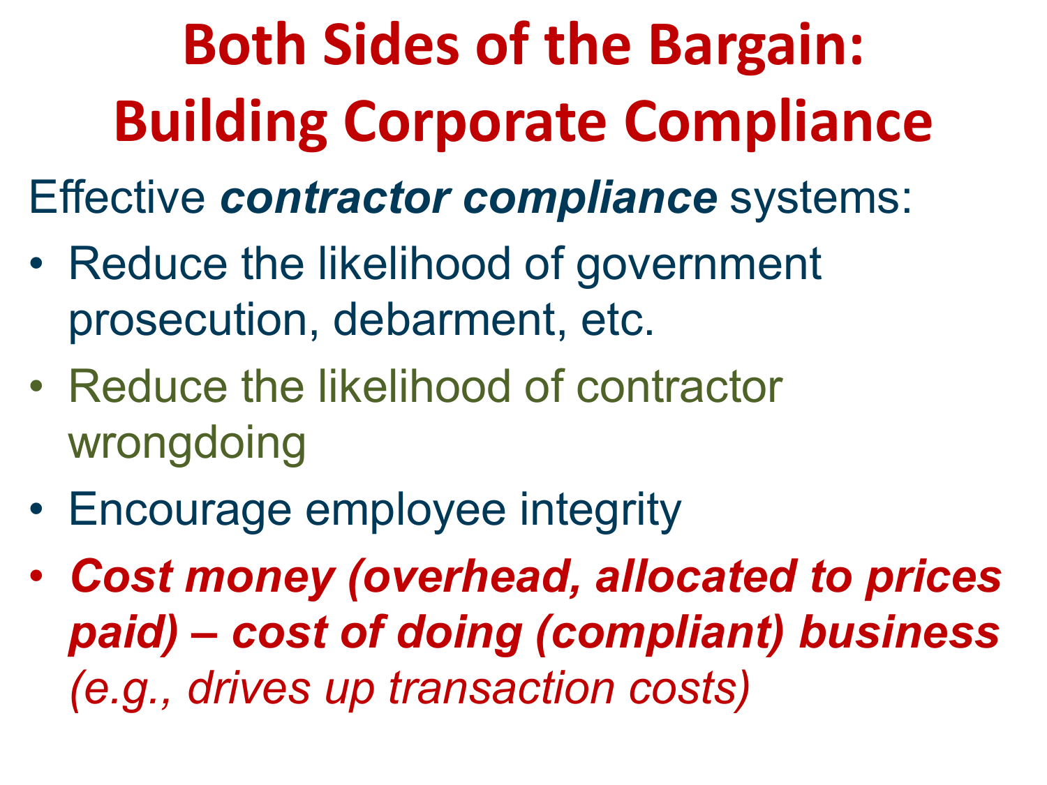# Both Sides of the Bargain: Building Corporate Compliance

Effective ***contractor compliance*** systems:

- Reduce the likelihood of government prosecution, debarment, etc.
- Reduce the likelihood of contractor wrongdoing
- Encourage employee integrity
- ***Cost money (overhead, allocated to prices paid) – cost of doing (compliant) business*** *(e.g., drives up transaction costs)*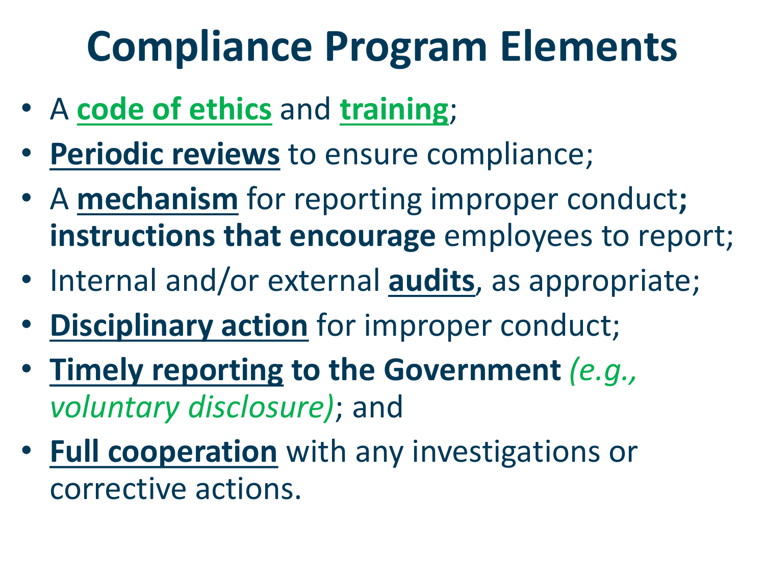# Compliance Program Elements

- A **code of ethics** and **training**;
- **Periodic reviews** to ensure compliance;
- A **mechanism** for reporting improper conduct**; instructions that encourage** employees to report;
- Internal and/or external **audits**, as appropriate;
- **Disciplinary action** for improper conduct;
- **Timely reporting to the Government** *(e.g., voluntary disclosure)*; and
- **Full cooperation** with any investigations or corrective actions.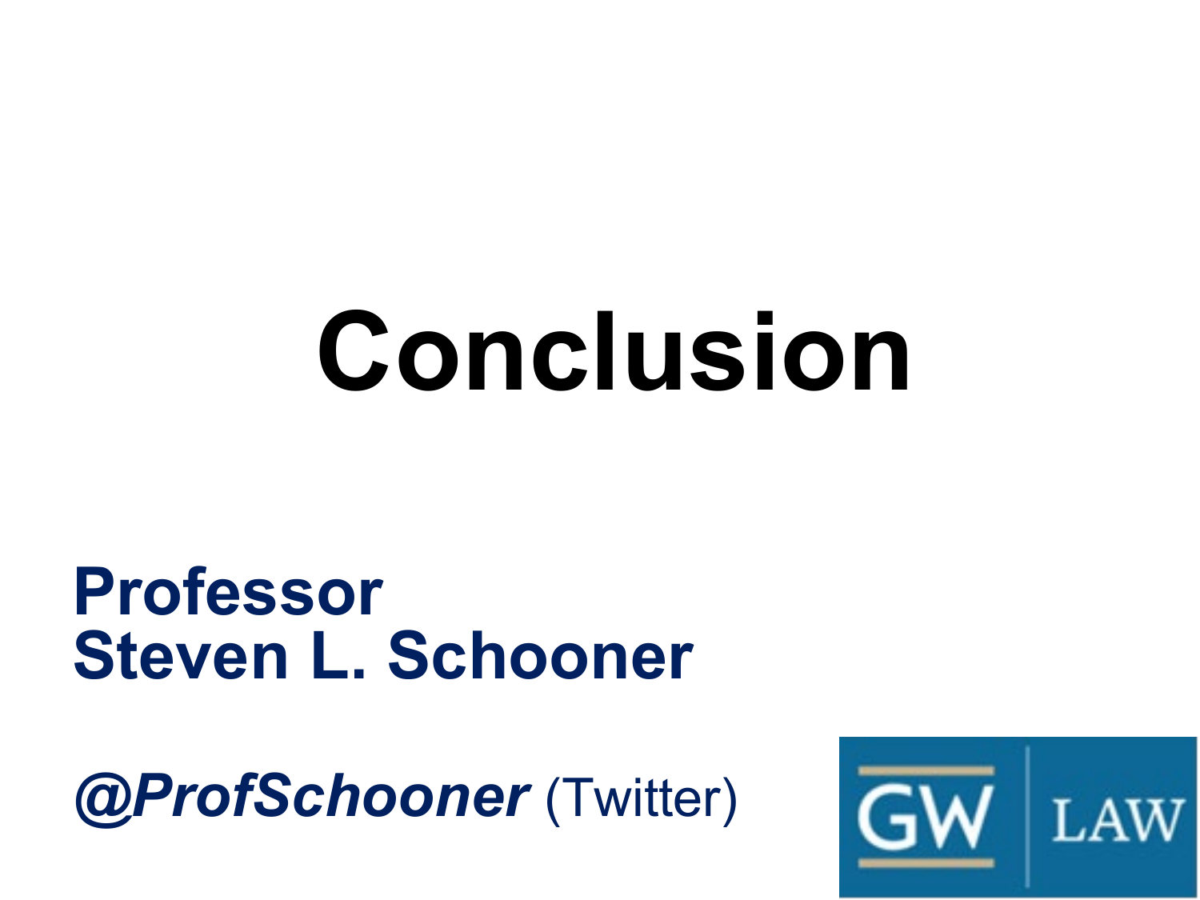# Conclusion

**Professor**
**Steven L. Schooner**

***@ProfSchooner*** (Twitter)

GW LAW